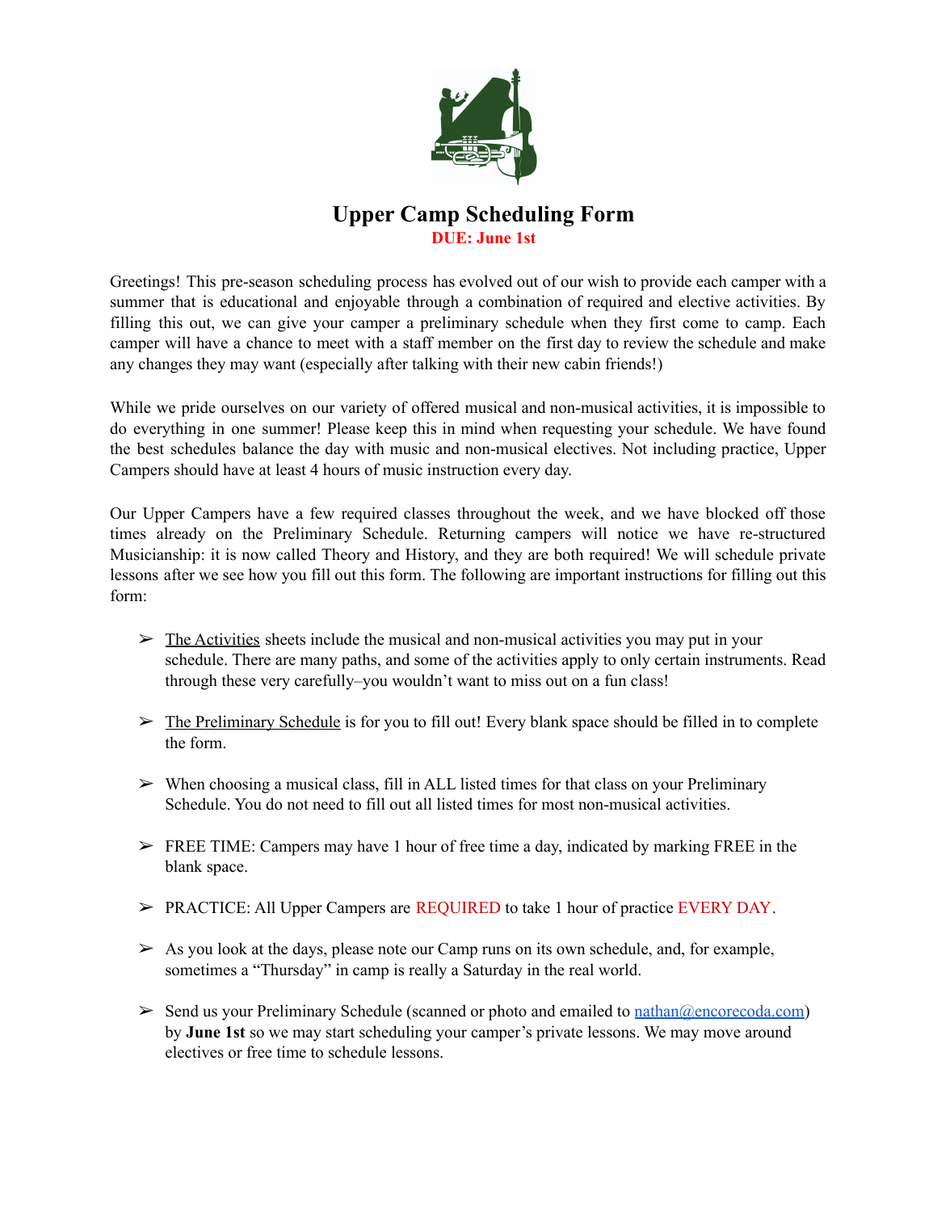# Upper Camp Scheduling Form

**DUE: June 1st**

Greetings! This pre-season scheduling process has evolved out of our wish to provide each camper with a summer that is educational and enjoyable through a combination of required and elective activities. By filling this out, we can give your camper a preliminary schedule when they first come to camp. Each camper will have a chance to meet with a staff member on the first day to review the schedule and make any changes they may want (especially after talking with their new cabin friends!)

While we pride ourselves on our variety of offered musical and non-musical activities, it is impossible to do everything in one summer! Please keep this in mind when requesting your schedule. We have found the best schedules balance the day with music and non-musical electives. Not including practice, Upper Campers should have at least 4 hours of music instruction every day.

Our Upper Campers have a few required classes throughout the week, and we have blocked off those times already on the Preliminary Schedule. Returning campers will notice we have re-structured Musicianship: it is now called Theory and History, and they are both required! We will schedule private lessons after we see how you fill out this form. The following are important instructions for filling out this form:

- The Activities sheets include the musical and non-musical activities you may put in your schedule. There are many paths, and some of the activities apply to only certain instruments. Read through these very carefully–you wouldn't want to miss out on a fun class!
- The Preliminary Schedule is for you to fill out! Every blank space should be filled in to complete the form.
- When choosing a musical class, fill in ALL listed times for that class on your Preliminary Schedule. You do not need to fill out all listed times for most non-musical activities.
- FREE TIME: Campers may have 1 hour of free time a day, indicated by marking FREE in the blank space.
- PRACTICE: All Upper Campers are REQUIRED to take 1 hour of practice EVERY DAY.
- As you look at the days, please note our Camp runs on its own schedule, and, for example, sometimes a "Thursday" in camp is really a Saturday in the real world.
- Send us your Preliminary Schedule (scanned or photo and emailed to nathan@encorecoda.com) by **June 1st** so we may start scheduling your camper's private lessons. We may move around electives or free time to schedule lessons.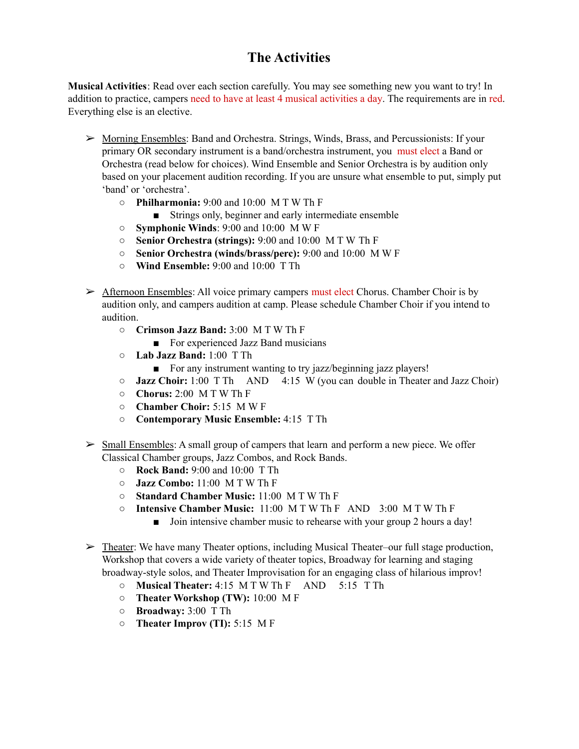# The Activities

**Musical Activities**: Read over each section carefully. You may see something new you want to try! In addition to practice, campers need to have at least 4 musical activities a day. The requirements are in red. Everything else is an elective.

- Morning Ensembles: Band and Orchestra. Strings, Winds, Brass, and Percussionists: If your primary OR secondary instrument is a band/orchestra instrument, you must elect a Band or Orchestra (read below for choices). Wind Ensemble and Senior Orchestra is by audition only based on your placement audition recording. If you are unsure what ensemble to put, simply put 'band' or 'orchestra'.
  - **Philharmonia:** 9:00 and 10:00 M T W Th F
    - Strings only, beginner and early intermediate ensemble
  - **Symphonic Winds**: 9:00 and 10:00 M W F
  - **Senior Orchestra (strings):** 9:00 and 10:00 M T W Th F
  - **Senior Orchestra (winds/brass/perc):** 9:00 and 10:00 M W F
  - **Wind Ensemble:** 9:00 and 10:00 T Th

- Afternoon Ensembles: All voice primary campers must elect Chorus. Chamber Choir is by audition only, and campers audition at camp. Please schedule Chamber Choir if you intend to audition.
  - **Crimson Jazz Band:** 3:00 M T W Th F
    - For experienced Jazz Band musicians
  - **Lab Jazz Band:** 1:00 T Th
    - For any instrument wanting to try jazz/beginning jazz players!
  - **Jazz Choir:** 1:00 T Th AND 4:15 W (you can double in Theater and Jazz Choir)
  - **Chorus:** 2:00 M T W Th F
  - **Chamber Choir:** 5:15 M W F
  - **Contemporary Music Ensemble:** 4:15 T Th

- Small Ensembles: A small group of campers that learn and perform a new piece. We offer Classical Chamber groups, Jazz Combos, and Rock Bands.
  - **Rock Band:** 9:00 and 10:00 T Th
  - **Jazz Combo:** 11:00 M T W Th F
  - **Standard Chamber Music:** 11:00 M T W Th F
  - **Intensive Chamber Music:** 11:00 M T W Th F AND 3:00 M T W Th F
    - Join intensive chamber music to rehearse with your group 2 hours a day!

- Theater: We have many Theater options, including Musical Theater–our full stage production, Workshop that covers a wide variety of theater topics, Broadway for learning and staging broadway-style solos, and Theater Improvisation for an engaging class of hilarious improv!
  - **Musical Theater:** 4:15 M T W Th F AND 5:15 T Th
  - **Theater Workshop (TW):** 10:00 M F
  - **Broadway:** 3:00 T Th
  - **Theater Improv (TI):** 5:15 M F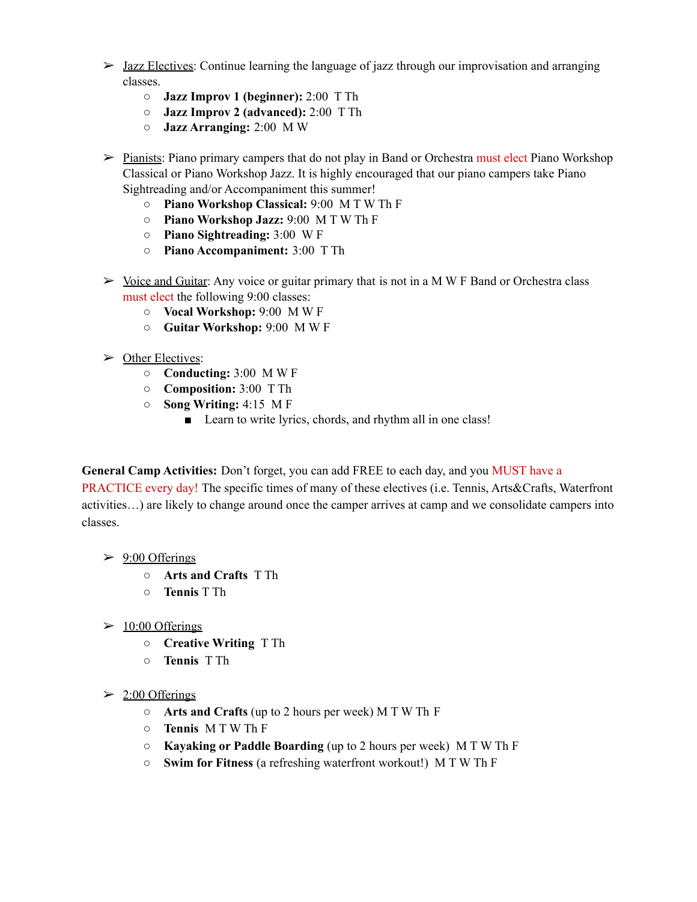- Jazz Electives: Continue learning the language of jazz through our improvisation and arranging classes.
    - **Jazz Improv 1 (beginner):** 2:00 T Th
    - **Jazz Improv 2 (advanced):** 2:00 T Th
    - **Jazz Arranging:** 2:00 M W

- Pianists: Piano primary campers that do not play in Band or Orchestra must elect Piano Workshop Classical or Piano Workshop Jazz. It is highly encouraged that our piano campers take Piano Sightreading and/or Accompaniment this summer!
    - **Piano Workshop Classical:** 9:00 M T W Th F
    - **Piano Workshop Jazz:** 9:00 M T W Th F
    - **Piano Sightreading:** 3:00 W F
    - **Piano Accompaniment:** 3:00 T Th

- Voice and Guitar: Any voice or guitar primary that is not in a M W F Band or Orchestra class must elect the following 9:00 classes:
    - **Vocal Workshop:** 9:00 M W F
    - **Guitar Workshop:** 9:00 M W F

- Other Electives:
    - **Conducting:** 3:00 M W F
    - **Composition:** 3:00 T Th
    - **Song Writing:** 4:15 M F
        - Learn to write lyrics, chords, and rhythm all in one class!

**General Camp Activities:** Don't forget, you can add FREE to each day, and you MUST have a PRACTICE every day! The specific times of many of these electives (i.e. Tennis, Arts&Crafts, Waterfront activities…) are likely to change around once the camper arrives at camp and we consolidate campers into classes.

- 9:00 Offerings
    - **Arts and Crafts** T Th
    - **Tennis** T Th

- 10:00 Offerings
    - **Creative Writing** T Th
    - **Tennis** T Th

- 2:00 Offerings
    - **Arts and Crafts** (up to 2 hours per week) M T W Th F
    - **Tennis** M T W Th F
    - **Kayaking or Paddle Boarding** (up to 2 hours per week) M T W Th F
    - **Swim for Fitness** (a refreshing waterfront workout!) M T W Th F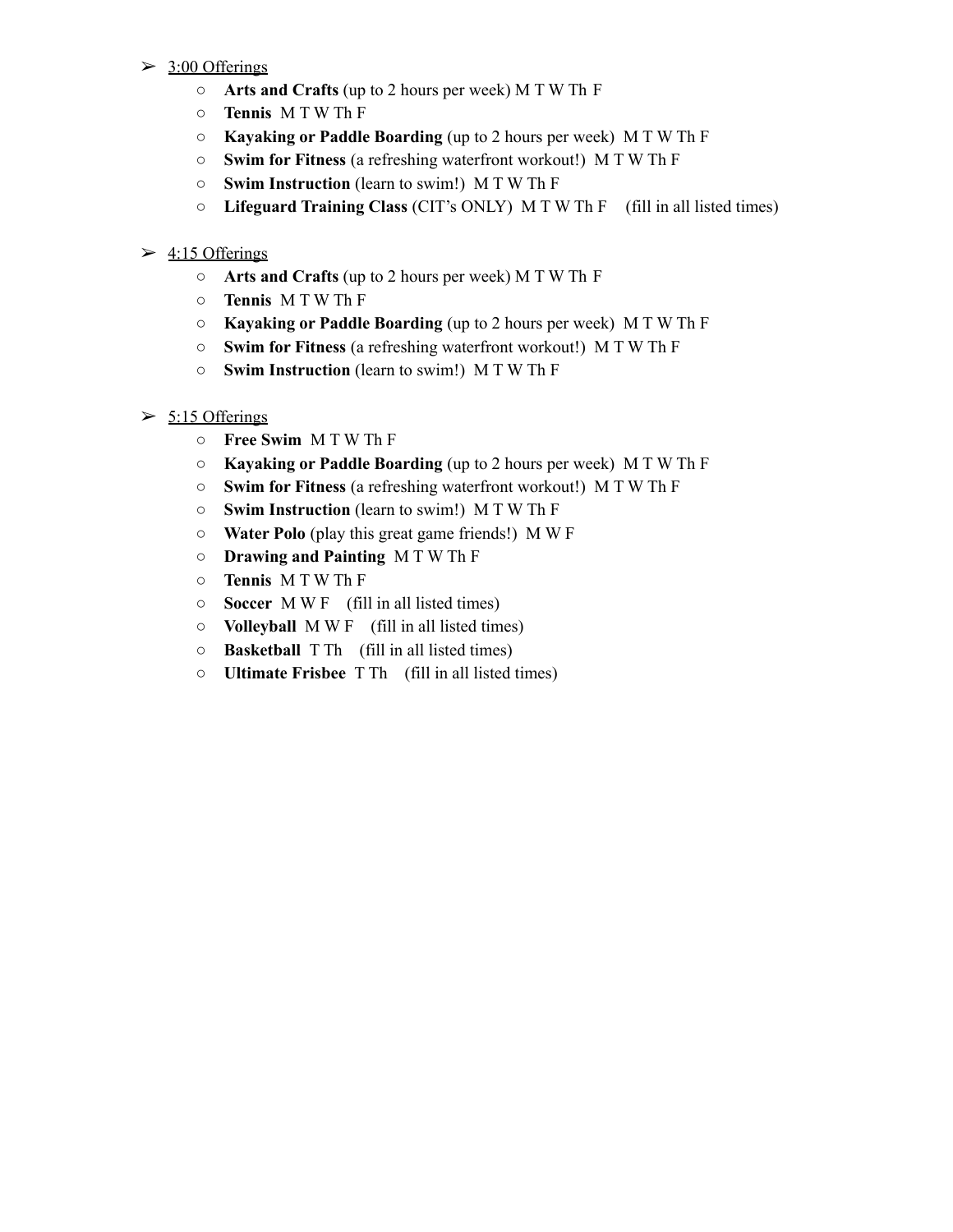- <u>3:00 Offerings</u>
  - **Arts and Crafts** (up to 2 hours per week) M T W Th F
  - **Tennis** M T W Th F
  - **Kayaking or Paddle Boarding** (up to 2 hours per week) M T W Th F
  - **Swim for Fitness** (a refreshing waterfront workout!) M T W Th F
  - **Swim Instruction** (learn to swim!) M T W Th F
  - **Lifeguard Training Class** (CIT's ONLY) M T W Th F (fill in all listed times)

- <u>4:15 Offerings</u>
  - **Arts and Crafts** (up to 2 hours per week) M T W Th F
  - **Tennis** M T W Th F
  - **Kayaking or Paddle Boarding** (up to 2 hours per week) M T W Th F
  - **Swim for Fitness** (a refreshing waterfront workout!) M T W Th F
  - **Swim Instruction** (learn to swim!) M T W Th F

- <u>5:15 Offerings</u>
  - **Free Swim** M T W Th F
  - **Kayaking or Paddle Boarding** (up to 2 hours per week) M T W Th F
  - **Swim for Fitness** (a refreshing waterfront workout!) M T W Th F
  - **Swim Instruction** (learn to swim!) M T W Th F
  - **Water Polo** (play this great game friends!) M W F
  - **Drawing and Painting** M T W Th F
  - **Tennis** M T W Th F
  - **Soccer** M W F (fill in all listed times)
  - **Volleyball** M W F (fill in all listed times)
  - **Basketball** T Th (fill in all listed times)
  - **Ultimate Frisbee** T Th (fill in all listed times)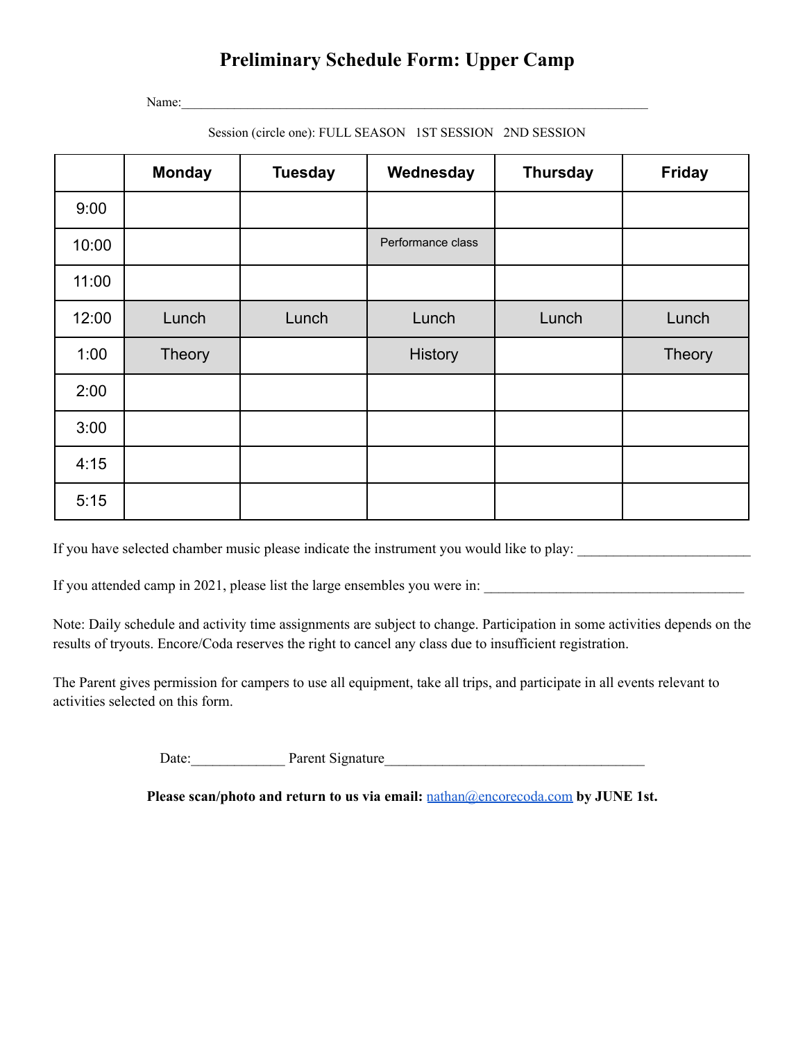# Preliminary Schedule Form: Upper Camp

Name:___________________________________________________________________________

Session (circle one): FULL SEASON   1ST SESSION   2ND SESSION

| | Monday | Tuesday | Wednesday | Thursday | Friday |
|---|---|---|---|---|---|
| 9:00 | | | | | |
| 10:00 | | | Performance class | | |
| 11:00 | | | | | |
| 12:00 | Lunch | Lunch | Lunch | Lunch | Lunch |
| 1:00 | Theory | | History | | Theory |
| 2:00 | | | | | |
| 3:00 | | | | | |
| 4:15 | | | | | |
| 5:15 | | | | | |

If you have selected chamber music please indicate the instrument you would like to play: ________________________

If you attended camp in 2021, please list the large ensembles you were in: ____________________________________

Note: Daily schedule and activity time assignments are subject to change. Participation in some activities depends on the results of tryouts. Encore/Coda reserves the right to cancel any class due to insufficient registration.

The Parent gives permission for campers to use all equipment, take all trips, and participate in all events relevant to activities selected on this form.

Date:_____________ Parent Signature____________________________________

**Please scan/photo and return to us via email:** nathan@encorecoda.com **by JUNE 1st.**